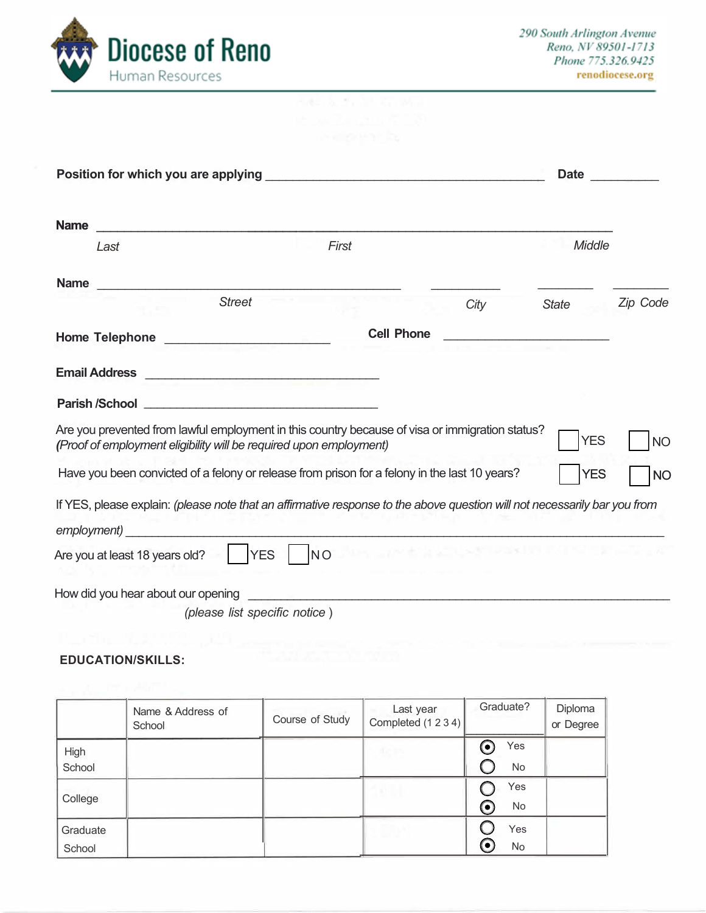# Diocese of Reno

Human Resources

290 South Arlington Avenue
Reno, NV 89501-1713
Phone 775.326.9425
renodiocese.org

**Position for which you are applying** ________________________________________ **Date** __________

**Name** ____________________________________________________________________________

*Last* *First* *Middle*

**Name** ____________________________________________ __________ ________ ________

*Street* *City* *State* *Zip Code*

**Home Telephone** ______________________ **Cell Phone** ______________________

**Email Address** ________________________________

**Parish /School** ________________________________

Are you prevented from lawful employment in this country because of visa or immigration status? ☐ YES ☐ NO
***(Proof of employment eligibility will be required upon employment)***

Have you been convicted of a felony or release from prison for a felony in the last 10 years? ☐ YES ☐ NO

If YES, please explain: *(please note that an affirmative response to the above question will not necessarily bar you from employment)* ________________________________________________________________

Are you at least 18 years old? ☐ YES ☐ NO

How did you hear about our opening ________________________________________________
*(please list specific notice )*

**EDUCATION/SKILLS:**

| | Name & Address of School | Course of Study | Last year Completed (1 2 3 4) | Graduate? | Diploma or Degree |
|---|---|---|---|---|---|
| High School | | | | ◉ Yes ○ No | |
| College | | | | ○ Yes ◉ No | |
| Graduate School | | | | ○ Yes ◉ No | |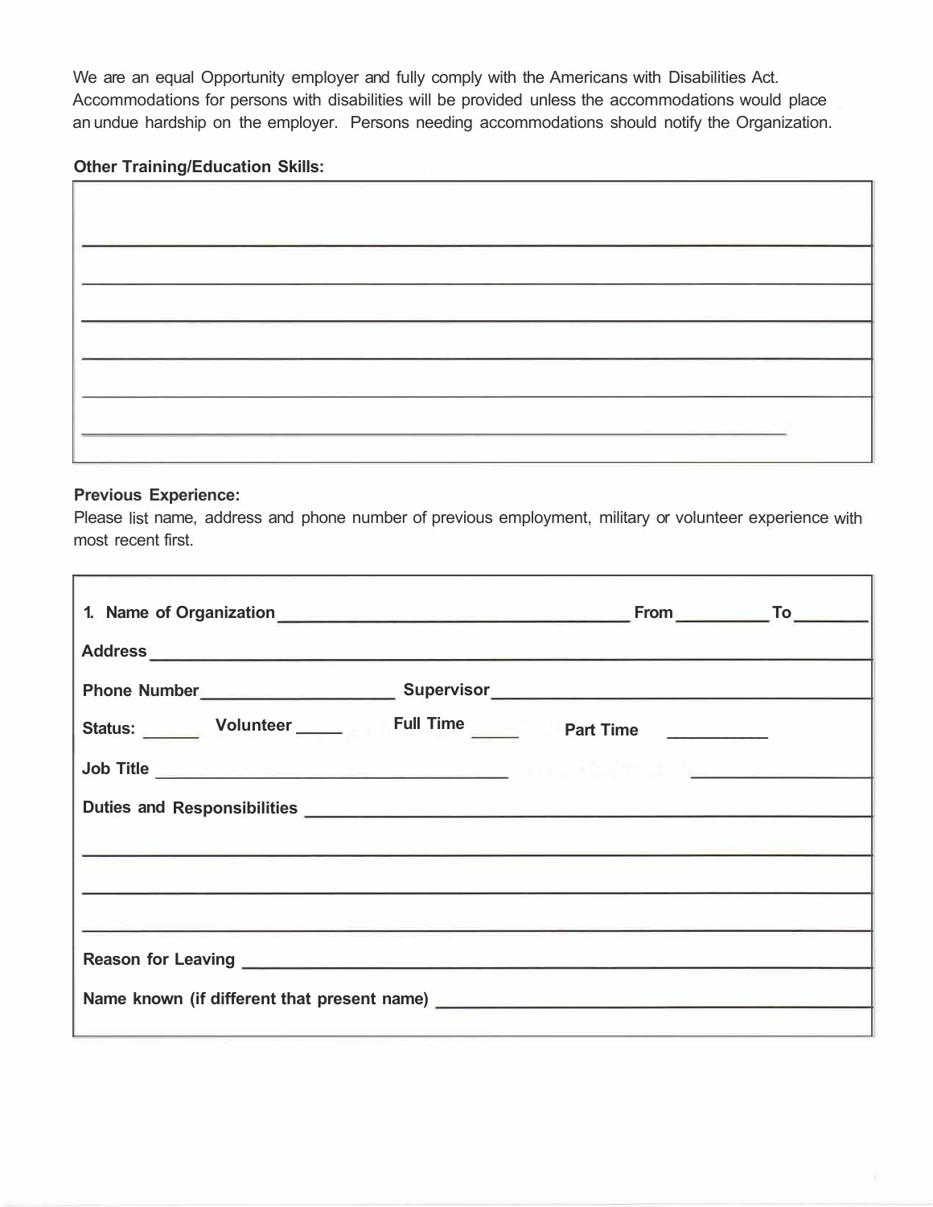We are an equal Opportunity employer and fully comply with the Americans with Disabilities Act. Accommodations for persons with disabilities will be provided unless the accommodations would place an undue hardship on the employer. Persons needing accommodations should notify the Organization.

**Other Training/Education Skills:**

______________________________________________________________________________

______________________________________________________________________________

______________________________________________________________________________

______________________________________________________________________________

______________________________________________________________________________

______________________________________________________________________________

**Previous Experience:**

Please list name, address and phone number of previous employment, military or volunteer experience with most recent first.

**1. Name of Organization** ______________________________ **From** __________ **To** ________

**Address** ______________________________________________________________________

**Phone Number** ____________________ **Supervisor** ____________________________________

**Status:** ______ **Volunteer** _____ **Full Time** _____ **Part Time** __________

**Job Title** ______________________________________ ________________

**Duties and Responsibilities** ______________________________________________________

______________________________________________________________________________

______________________________________________________________________________

______________________________________________________________________________

**Reason for Leaving** ______________________________________________________________

**Name known (if different that present name)** ______________________________________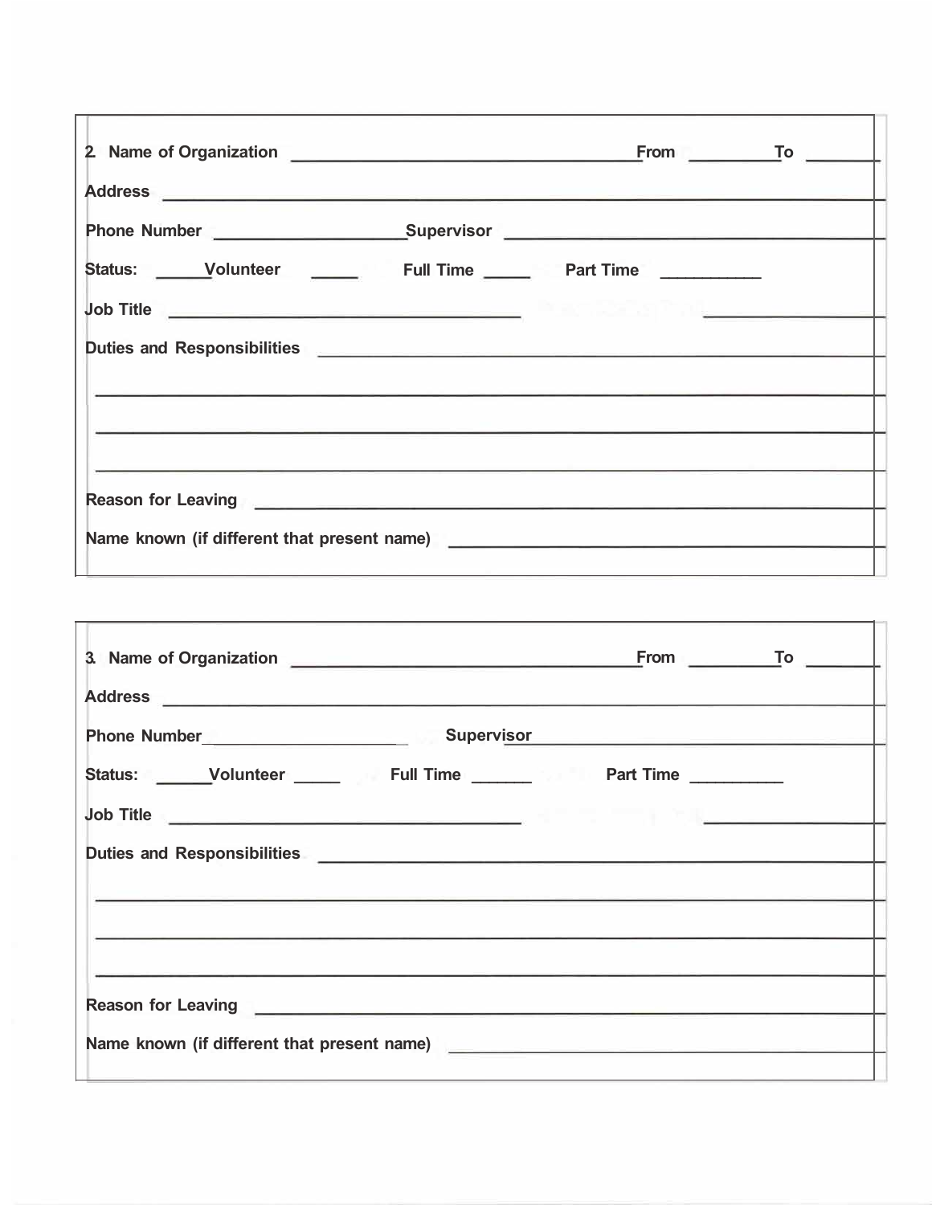2. Name of Organization ______________________________________ From __________ To ________

Address ____________________________________________________________________________

Phone Number _____________________ Supervisor ______________________________________

Status: ______ Volunteer ______ Full Time ______ Part Time ___________

Job Title ______________________________________ ___________________

Duties and Responsibilities _________________________________________________________

____________________________________________________________________________________

____________________________________________________________________________________

____________________________________________________________________________________

Reason for Leaving __________________________________________________________________

Name known (if different that present name) ____________________________________________

---

3. Name of Organization ______________________________________ From __________ To ________

Address ____________________________________________________________________________

Phone Number _____________________ Supervisor ______________________________________

Status: ______ Volunteer ______ Full Time ______ Part Time ___________

Job Title ______________________________________ ___________________

Duties and Responsibilities _________________________________________________________

____________________________________________________________________________________

____________________________________________________________________________________

____________________________________________________________________________________

Reason for Leaving __________________________________________________________________

Name known (if different that present name) ____________________________________________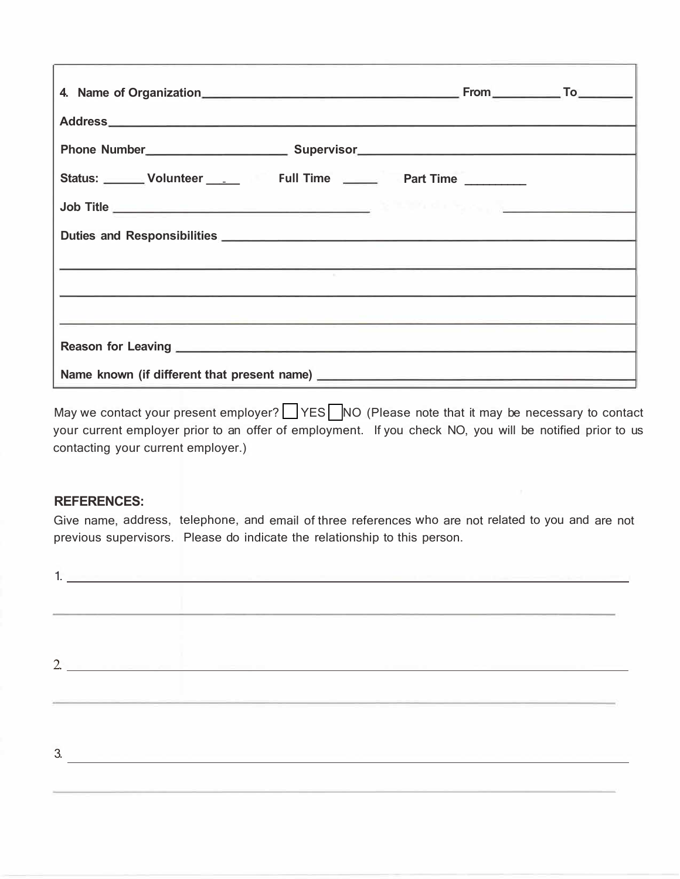4. **Name of Organization**\_\_\_\_\_\_\_\_\_\_\_\_\_\_\_\_\_\_\_\_\_\_\_\_\_\_\_\_\_\_\_\_\_\_\_\_\_\_ **From**\_\_\_\_\_\_\_\_\_\_ **To**\_\_\_\_\_\_\_\_

**Address**\_\_\_\_\_\_\_\_\_\_\_\_\_\_\_\_\_\_\_\_\_\_\_\_\_\_\_\_\_\_\_\_\_\_\_\_\_\_\_\_\_\_\_\_\_\_\_\_\_\_\_\_\_\_\_\_\_\_\_\_\_\_\_\_\_\_

**Phone Number**\_\_\_\_\_\_\_\_\_\_\_\_\_\_\_\_\_\_\_\_ **Supervisor**\_\_\_\_\_\_\_\_\_\_\_\_\_\_\_\_\_\_\_\_\_\_\_\_\_\_\_\_\_\_\_\_\_\_\_\_\_\_

**Status:** \_\_\_\_\_\_ **Volunteer** \_\_\_\_ **Full Time** \_\_\_\_\_ **Part Time** \_\_\_\_\_\_\_\_\_

**Job Title** \_\_\_\_\_\_\_\_\_\_\_\_\_\_\_\_\_\_\_\_\_\_\_\_\_\_\_\_\_\_\_\_\_\_\_\_\_\_

**Duties and Responsibilities** \_\_\_\_\_\_\_\_\_\_\_\_\_\_\_\_\_\_\_\_\_\_\_\_\_\_\_\_\_\_\_\_\_\_\_\_\_\_\_\_\_\_\_\_\_\_\_\_\_\_

\_\_\_\_\_\_\_\_\_\_\_\_\_\_\_\_\_\_\_\_\_\_\_\_\_\_\_\_\_\_\_\_\_\_\_\_\_\_\_\_\_\_\_\_\_\_\_\_\_\_\_\_\_\_\_\_\_\_\_\_\_\_\_\_\_\_\_\_\_\_\_\_\_\_\_\_

\_\_\_\_\_\_\_\_\_\_\_\_\_\_\_\_\_\_\_\_\_\_\_\_\_\_\_\_\_\_\_\_\_\_\_\_\_\_\_\_\_\_\_\_\_\_\_\_\_\_\_\_\_\_\_\_\_\_\_\_\_\_\_\_\_\_\_\_\_\_\_\_\_\_\_\_

\_\_\_\_\_\_\_\_\_\_\_\_\_\_\_\_\_\_\_\_\_\_\_\_\_\_\_\_\_\_\_\_\_\_\_\_\_\_\_\_\_\_\_\_\_\_\_\_\_\_\_\_\_\_\_\_\_\_\_\_\_\_\_\_\_\_\_\_\_\_\_\_\_\_\_\_

**Reason for Leaving** \_\_\_\_\_\_\_\_\_\_\_\_\_\_\_\_\_\_\_\_\_\_\_\_\_\_\_\_\_\_\_\_\_\_\_\_\_\_\_\_\_\_\_\_\_\_\_\_\_\_\_\_\_\_\_\_\_

**Name known (if different that present name)** \_\_\_\_\_\_\_\_\_\_\_\_\_\_\_\_\_\_\_\_\_\_\_\_\_\_\_\_\_\_\_\_\_\_\_\_\_

May we contact your present employer? ☐ YES ☐ NO (Please note that it may be necessary to contact your current employer prior to an offer of employment. If you check NO, you will be notified prior to us contacting your current employer.)

**REFERENCES:**

Give name, address, telephone, and email of three references who are not related to you and are not previous supervisors. Please do indicate the relationship to this person.

1. \_\_\_\_\_\_\_\_\_\_\_\_\_\_\_\_\_\_\_\_\_\_\_\_\_\_\_\_\_\_\_\_\_\_\_\_\_\_\_\_\_\_\_\_\_\_\_\_\_\_\_\_\_\_\_\_\_\_\_\_\_\_\_\_\_\_\_\_\_\_\_\_

\_\_\_\_\_\_\_\_\_\_\_\_\_\_\_\_\_\_\_\_\_\_\_\_\_\_\_\_\_\_\_\_\_\_\_\_\_\_\_\_\_\_\_\_\_\_\_\_\_\_\_\_\_\_\_\_\_\_\_\_\_\_\_\_\_\_\_\_\_\_\_\_\_

2. \_\_\_\_\_\_\_\_\_\_\_\_\_\_\_\_\_\_\_\_\_\_\_\_\_\_\_\_\_\_\_\_\_\_\_\_\_\_\_\_\_\_\_\_\_\_\_\_\_\_\_\_\_\_\_\_\_\_\_\_\_\_\_\_\_\_\_\_\_\_\_\_

\_\_\_\_\_\_\_\_\_\_\_\_\_\_\_\_\_\_\_\_\_\_\_\_\_\_\_\_\_\_\_\_\_\_\_\_\_\_\_\_\_\_\_\_\_\_\_\_\_\_\_\_\_\_\_\_\_\_\_\_\_\_\_\_\_\_\_\_\_\_\_\_\_

3. \_\_\_\_\_\_\_\_\_\_\_\_\_\_\_\_\_\_\_\_\_\_\_\_\_\_\_\_\_\_\_\_\_\_\_\_\_\_\_\_\_\_\_\_\_\_\_\_\_\_\_\_\_\_\_\_\_\_\_\_\_\_\_\_\_\_\_\_\_\_\_\_

\_\_\_\_\_\_\_\_\_\_\_\_\_\_\_\_\_\_\_\_\_\_\_\_\_\_\_\_\_\_\_\_\_\_\_\_\_\_\_\_\_\_\_\_\_\_\_\_\_\_\_\_\_\_\_\_\_\_\_\_\_\_\_\_\_\_\_\_\_\_\_\_\_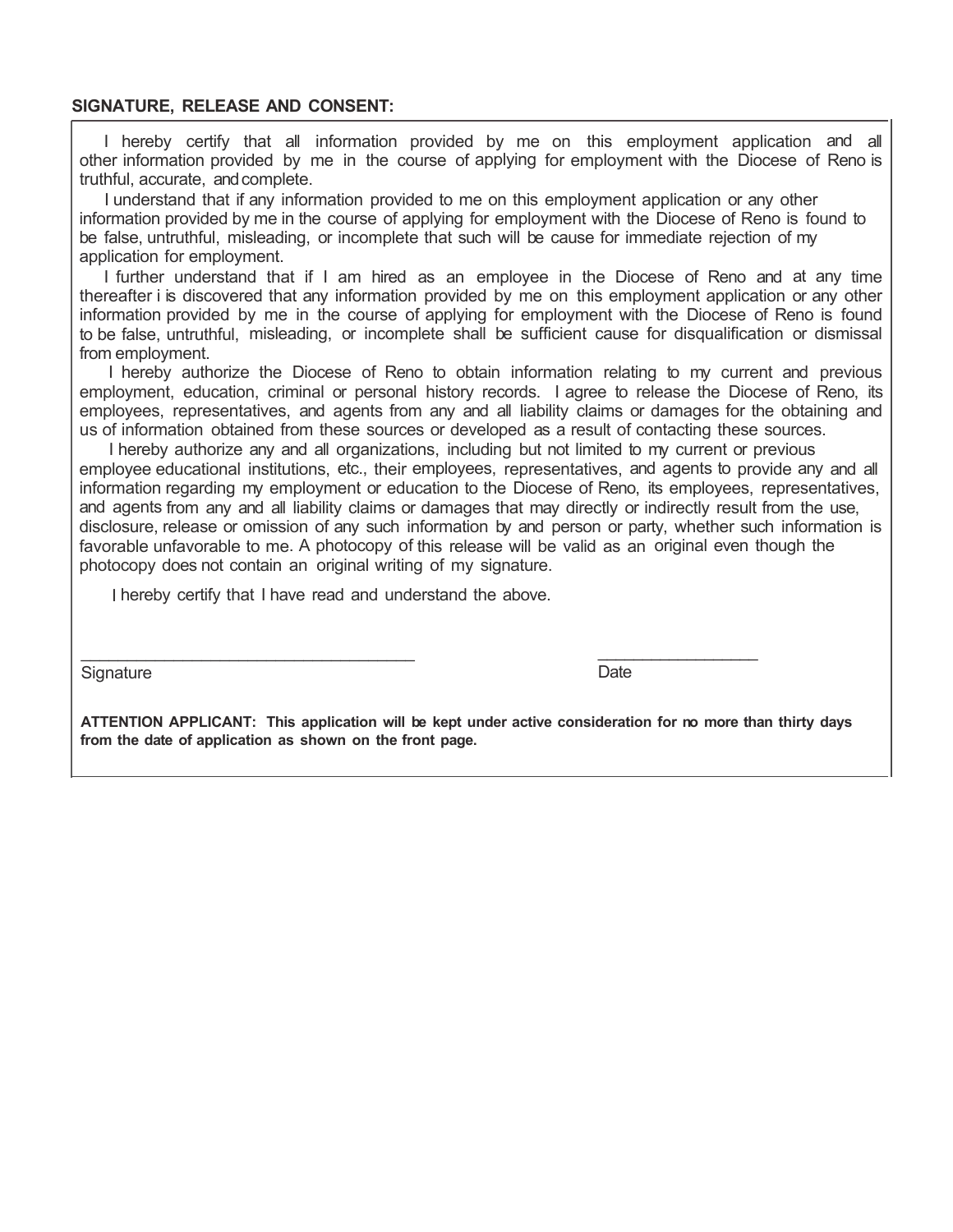**SIGNATURE, RELEASE AND CONSENT:**

I hereby certify that all information provided by me on this employment application and all other information provided by me in the course of applying for employment with the Diocese of Reno is truthful, accurate, and complete.

I understand that if any information provided to me on this employment application or any other information provided by me in the course of applying for employment with the Diocese of Reno is found to be false, untruthful, misleading, or incomplete that such will be cause for immediate rejection of my application for employment.

I further understand that if I am hired as an employee in the Diocese of Reno and at any time thereafter i is discovered that any information provided by me on this employment application or any other information provided by me in the course of applying for employment with the Diocese of Reno is found to be false, untruthful, misleading, or incomplete shall be sufficient cause for disqualification or dismissal from employment.

I hereby authorize the Diocese of Reno to obtain information relating to my current and previous employment, education, criminal or personal history records. I agree to release the Diocese of Reno, its employees, representatives, and agents from any and all liability claims or damages for the obtaining and us of information obtained from these sources or developed as a result of contacting these sources.

I hereby authorize any and all organizations, including but not limited to my current or previous employee educational institutions, etc., their employees, representatives, and agents to provide any and all information regarding my employment or education to the Diocese of Reno, its employees, representatives, and agents from any and all liability claims or damages that may directly or indirectly result from the use, disclosure, release or omission of any such information by and person or party, whether such information is favorable unfavorable to me. A photocopy of this release will be valid as an original even though the photocopy does not contain an original writing of my signature.

I hereby certify that I have read and understand the above.

\_\_\_\_\_\_\_\_\_\_\_\_\_\_\_\_\_\_\_\_\_\_\_\_\_\_\_\_\_\_\_\_\_\_\_\_ \_\_\_\_\_\_\_\_\_\_\_\_\_\_\_\_\_\_

Signature Date

**ATTENTION APPLICANT: This application will be kept under active consideration for no more than thirty days from the date of application as shown on the front page.**